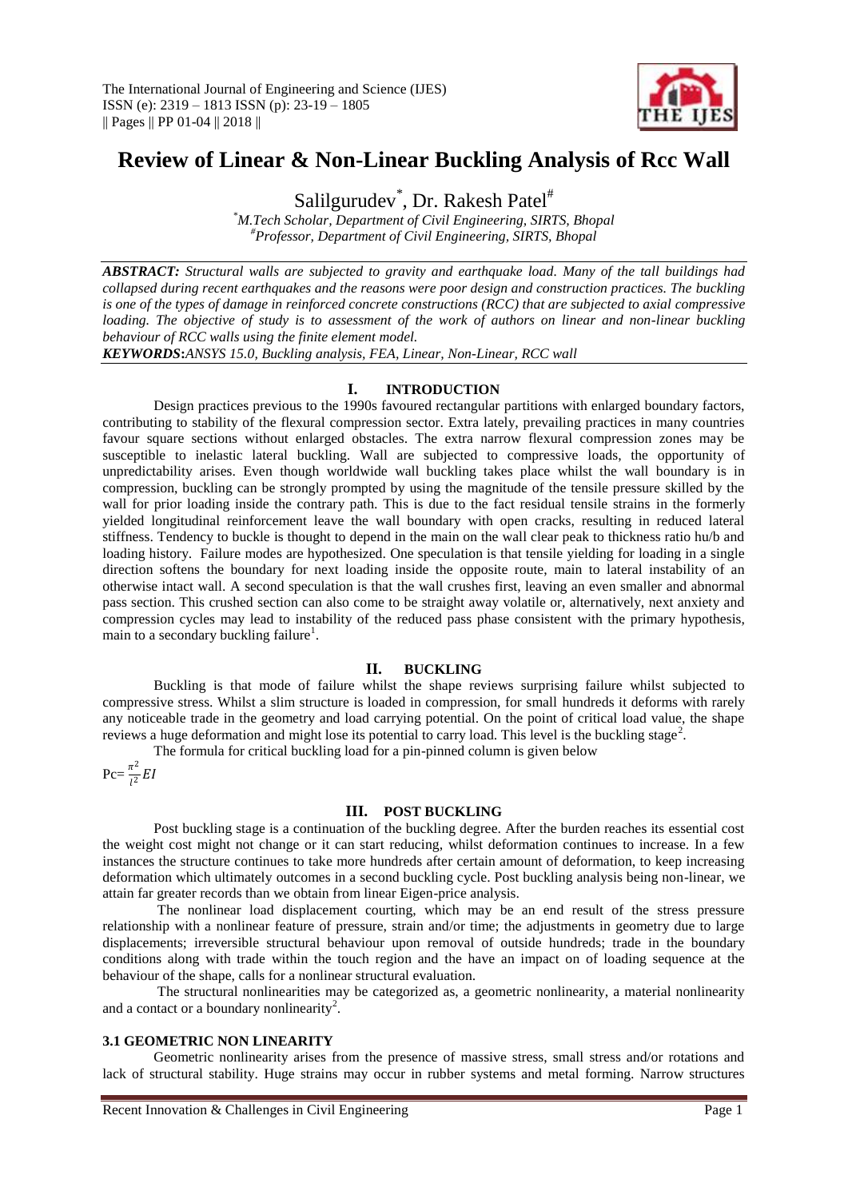# Review of Linear & Non-Linear Buckling Analysis of Rcc Wall

Salilgurudev[*], Dr. Rakesh Patel[#]

[*]M.Tech Scholar, Department of Civil Engineering, SIRTS, Bhopal
[#]Professor, Department of Civil Engineering, SIRTS, Bhopal

***ABSTRACT:*** *Structural walls are subjected to gravity and earthquake load. Many of the tall buildings had collapsed during recent earthquakes and the reasons were poor design and construction practices. The buckling is one of the types of damage in reinforced concrete constructions (RCC) that are subjected to axial compressive loading. The objective of study is to assessment of the work of authors on linear and non-linear buckling behaviour of RCC walls using the finite element model.*

***KEYWORDS:*** *ANSYS 15.0, Buckling analysis, FEA, Linear, Non-Linear, RCC wall*

## I. INTRODUCTION

Design practices previous to the 1990s favoured rectangular partitions with enlarged boundary factors, contributing to stability of the flexural compression sector. Extra lately, prevailing practices in many countries favour square sections without enlarged obstacles. The extra narrow flexural compression zones may be susceptible to inelastic lateral buckling. Wall are subjected to compressive loads, the opportunity of unpredictability arises. Even though worldwide wall buckling takes place whilst the wall boundary is in compression, buckling can be strongly prompted by using the magnitude of the tensile pressure skilled by the wall for prior loading inside the contrary path. This is due to the fact residual tensile strains in the formerly yielded longitudinal reinforcement leave the wall boundary with open cracks, resulting in reduced lateral stiffness. Tendency to buckle is thought to depend in the main on the wall clear peak to thickness ratio hu/b and loading history. Failure modes are hypothesized. One speculation is that tensile yielding for loading in a single direction softens the boundary for next loading inside the opposite route, main to lateral instability of an otherwise intact wall. A second speculation is that the wall crushes first, leaving an even smaller and abnormal pass section. This crushed section can also come to be straight away volatile or, alternatively, next anxiety and compression cycles may lead to instability of the reduced pass phase consistent with the primary hypothesis, main to a secondary buckling failure[1].

## II. BUCKLING

Buckling is that mode of failure whilst the shape reviews surprising failure whilst subjected to compressive stress. Whilst a slim structure is loaded in compression, for small hundreds it deforms with rarely any noticeable trade in the geometry and load carrying potential. On the point of critical load value, the shape reviews a huge deformation and might lose its potential to carry load. This level is the buckling stage[2].

The formula for critical buckling load for a pin-pinned column is given below

$$Pc = \frac{\pi^2}{l^2} EI$$

## III. POST BUCKLING

Post buckling stage is a continuation of the buckling degree. After the burden reaches its essential cost the weight cost might not change or it can start reducing, whilst deformation continues to increase. In a few instances the structure continues to take more hundreds after certain amount of deformation, to keep increasing deformation which ultimately outcomes in a second buckling cycle. Post buckling analysis being non-linear, we attain far greater records than we obtain from linear Eigen-price analysis.

The nonlinear load displacement courting, which may be an end result of the stress pressure relationship with a nonlinear feature of pressure, strain and/or time; the adjustments in geometry due to large displacements; irreversible structural behaviour upon removal of outside hundreds; trade in the boundary conditions along with trade within the touch region and the have an impact on of loading sequence at the behaviour of the shape, calls for a nonlinear structural evaluation.

The structural nonlinearities may be categorized as, a geometric nonlinearity, a material nonlinearity and a contact or a boundary nonlinearity[2].

### 3.1 GEOMETRIC NON LINEARITY

Geometric nonlinearity arises from the presence of massive stress, small stress and/or rotations and lack of structural stability. Huge strains may occur in rubber systems and metal forming. Narrow structures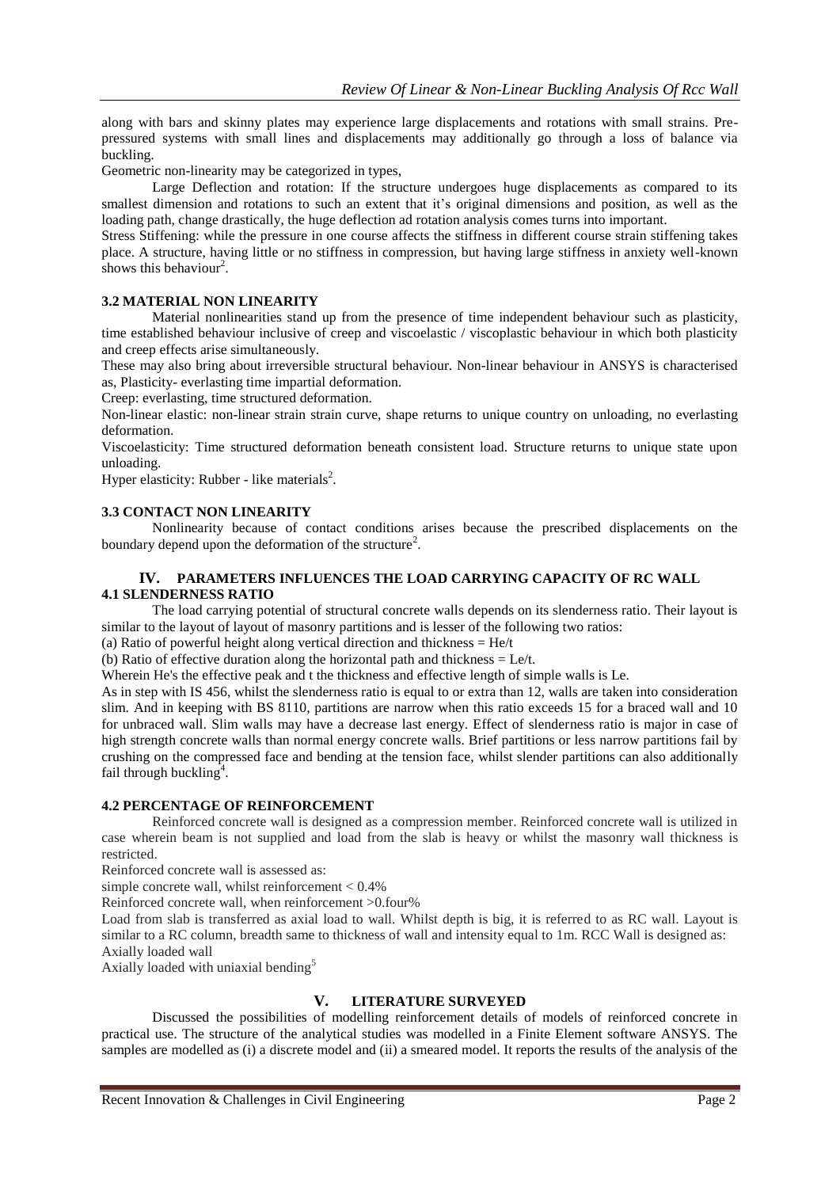along with bars and skinny plates may experience large displacements and rotations with small strains. Pre-pressured systems with small lines and displacements may additionally go through a loss of balance via buckling.

Geometric non-linearity may be categorized in types,

Large Deflection and rotation: If the structure undergoes huge displacements as compared to its smallest dimension and rotations to such an extent that it's original dimensions and position, as well as the loading path, change drastically, the huge deflection ad rotation analysis comes turns into important.

Stress Stiffening: while the pressure in one course affects the stiffness in different course strain stiffening takes place. A structure, having little or no stiffness in compression, but having large stiffness in anxiety well-known shows this behaviour[2].

### 3.2 MATERIAL NON LINEARITY

Material nonlinearities stand up from the presence of time independent behaviour such as plasticity, time established behaviour inclusive of creep and viscoelastic / viscoplastic behaviour in which both plasticity and creep effects arise simultaneously.

These may also bring about irreversible structural behaviour. Non-linear behaviour in ANSYS is characterised as, Plasticity- everlasting time impartial deformation.

Creep: everlasting, time structured deformation.

Non-linear elastic: non-linear strain strain curve, shape returns to unique country on unloading, no everlasting deformation.

Viscoelasticity: Time structured deformation beneath consistent load. Structure returns to unique state upon unloading.

Hyper elasticity: Rubber - like materials[2].

### 3.3 CONTACT NON LINEARITY

Nonlinearity because of contact conditions arises because the prescribed displacements on the boundary depend upon the deformation of the structure[2].

## IV. PARAMETERS INFLUENCES THE LOAD CARRYING CAPACITY OF RC WALL

### 4.1 SLENDERNESS RATIO

The load carrying potential of structural concrete walls depends on its slenderness ratio. Their layout is similar to the layout of layout of masonry partitions and is lesser of the following two ratios:

(a) Ratio of powerful height along vertical direction and thickness = He/t

(b) Ratio of effective duration along the horizontal path and thickness = Le/t.

Wherein He's the effective peak and t the thickness and effective length of simple walls is Le.

As in step with IS 456, whilst the slenderness ratio is equal to or extra than 12, walls are taken into consideration slim. And in keeping with BS 8110, partitions are narrow when this ratio exceeds 15 for a braced wall and 10 for unbraced wall. Slim walls may have a decrease last energy. Effect of slenderness ratio is major in case of high strength concrete walls than normal energy concrete walls. Brief partitions or less narrow partitions fail by crushing on the compressed face and bending at the tension face, whilst slender partitions can also additionally fail through buckling[4].

### 4.2 PERCENTAGE OF REINFORCEMENT

Reinforced concrete wall is designed as a compression member. Reinforced concrete wall is utilized in case wherein beam is not supplied and load from the slab is heavy or whilst the masonry wall thickness is restricted.

Reinforced concrete wall is assessed as:

simple concrete wall, whilst reinforcement < 0.4%

Reinforced concrete wall, when reinforcement >0.four%

Load from slab is transferred as axial load to wall. Whilst depth is big, it is referred to as RC wall. Layout is similar to a RC column, breadth same to thickness of wall and intensity equal to 1m. RCC Wall is designed as:

Axially loaded wall

Axially loaded with uniaxial bending[5]

## V. LITERATURE SURVEYED

Discussed the possibilities of modelling reinforcement details of models of reinforced concrete in practical use. The structure of the analytical studies was modelled in a Finite Element software ANSYS. The samples are modelled as (i) a discrete model and (ii) a smeared model. It reports the results of the analysis of the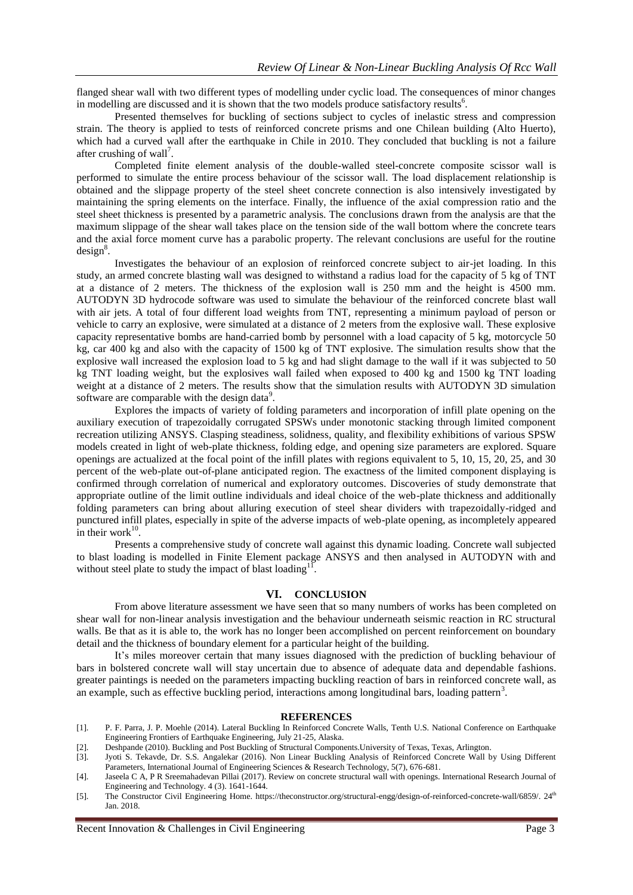flanged shear wall with two different types of modelling under cyclic load. The consequences of minor changes in modelling are discussed and it is shown that the two models produce satisfactory results[6].

Presented themselves for buckling of sections subject to cycles of inelastic stress and compression strain. The theory is applied to tests of reinforced concrete prisms and one Chilean building (Alto Huerto), which had a curved wall after the earthquake in Chile in 2010. They concluded that buckling is not a failure after crushing of wall[7].

Completed finite element analysis of the double-walled steel-concrete composite scissor wall is performed to simulate the entire process behaviour of the scissor wall. The load displacement relationship is obtained and the slippage property of the steel sheet concrete connection is also intensively investigated by maintaining the spring elements on the interface. Finally, the influence of the axial compression ratio and the steel sheet thickness is presented by a parametric analysis. The conclusions drawn from the analysis are that the maximum slippage of the shear wall takes place on the tension side of the wall bottom where the concrete tears and the axial force moment curve has a parabolic property. The relevant conclusions are useful for the routine design[8].

Investigates the behaviour of an explosion of reinforced concrete subject to air-jet loading. In this study, an armed concrete blasting wall was designed to withstand a radius load for the capacity of 5 kg of TNT at a distance of 2 meters. The thickness of the explosion wall is 250 mm and the height is 4500 mm. AUTODYN 3D hydrocode software was used to simulate the behaviour of the reinforced concrete blast wall with air jets. A total of four different load weights from TNT, representing a minimum payload of person or vehicle to carry an explosive, were simulated at a distance of 2 meters from the explosive wall. These explosive capacity representative bombs are hand-carried bomb by personnel with a load capacity of 5 kg, motorcycle 50 kg, car 400 kg and also with the capacity of 1500 kg of TNT explosive. The simulation results show that the explosive wall increased the explosion load to 5 kg and had slight damage to the wall if it was subjected to 50 kg TNT loading weight, but the explosives wall failed when exposed to 400 kg and 1500 kg TNT loading weight at a distance of 2 meters. The results show that the simulation results with AUTODYN 3D simulation software are comparable with the design data[9].

Explores the impacts of variety of folding parameters and incorporation of infill plate opening on the auxiliary execution of trapezoidally corrugated SPSWs under monotonic stacking through limited component recreation utilizing ANSYS. Clasping steadiness, solidness, quality, and flexibility exhibitions of various SPSW models created in light of web-plate thickness, folding edge, and opening size parameters are explored. Square openings are actualized at the focal point of the infill plates with regions equivalent to 5, 10, 15, 20, 25, and 30 percent of the web-plate out-of-plane anticipated region. The exactness of the limited component displaying is confirmed through correlation of numerical and exploratory outcomes. Discoveries of study demonstrate that appropriate outline of the limit outline individuals and ideal choice of the web-plate thickness and additionally folding parameters can bring about alluring execution of steel shear dividers with trapezoidally-ridged and punctured infill plates, especially in spite of the adverse impacts of web-plate opening, as incompletely appeared in their work[10].

Presents a comprehensive study of concrete wall against this dynamic loading. Concrete wall subjected to blast loading is modelled in Finite Element package ANSYS and then analysed in AUTODYN with and without steel plate to study the impact of blast loading[11].

## VI. CONCLUSION

From above literature assessment we have seen that so many numbers of works has been completed on shear wall for non-linear analysis investigation and the behaviour underneath seismic reaction in RC structural walls. Be that as it is able to, the work has no longer been accomplished on percent reinforcement on boundary detail and the thickness of boundary element for a particular height of the building.

It's miles moreover certain that many issues diagnosed with the prediction of buckling behaviour of bars in bolstered concrete wall will stay uncertain due to absence of adequate data and dependable fashions. greater paintings is needed on the parameters impacting buckling reaction of bars in reinforced concrete wall, as an example, such as effective buckling period, interactions among longitudinal bars, loading pattern[3].

## REFERENCES

[1]. P. F. Parra, J. P. Moehle (2014). Lateral Buckling In Reinforced Concrete Walls, Tenth U.S. National Conference on Earthquake Engineering Frontiers of Earthquake Engineering, July 21-25, Alaska.

[2]. Deshpande (2010). Buckling and Post Buckling of Structural Components.University of Texas, Texas, Arlington.

[3]. Jyoti S. Tekavde, Dr. S.S. Angalekar (2016). Non Linear Buckling Analysis of Reinforced Concrete Wall by Using Different Parameters, International Journal of Engineering Sciences & Research Technology, 5(7), 676-681.

[4]. Jaseela C A, P R Sreemahadevan Pillai (2017). Review on concrete structural wall with openings. International Research Journal of Engineering and Technology. 4 (3). 1641-1644.

[5]. The Constructor Civil Engineering Home. https://theconstructor.org/structural-engg/design-of-reinforced-concrete-wall/6859/. 24th Jan. 2018.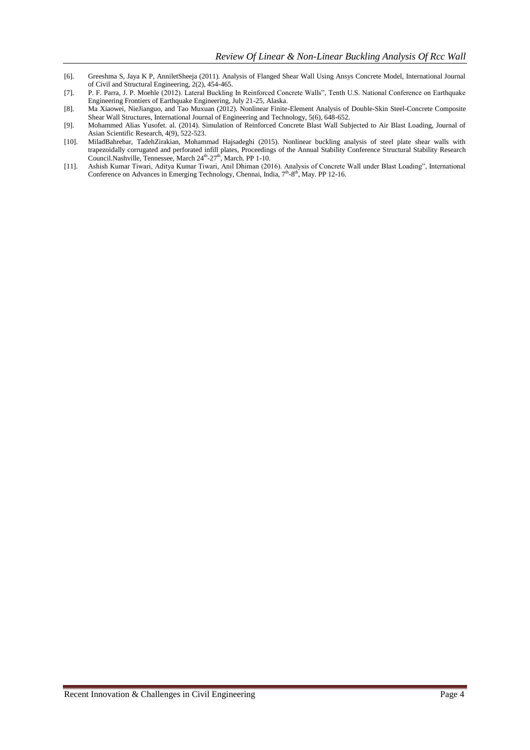[6]. Greeshma S, Jaya K P, AnniletSheeja (2011). Analysis of Flanged Shear Wall Using Ansys Concrete Model, International Journal of Civil and Structural Engineering, 2(2), 454-465.

[7]. P. F. Parra, J. P. Moehle (2012). Lateral Buckling In Reinforced Concrete Walls", Tenth U.S. National Conference on Earthquake Engineering Frontiers of Earthquake Engineering, July 21-25, Alaska.

[8]. Ma Xiaowei, NieJianguo, and Tao Muxuan (2012). Nonlinear Finite-Element Analysis of Double-Skin Steel-Concrete Composite Shear Wall Structures, International Journal of Engineering and Technology, 5(6), 648-652.

[9]. Mohammed Alias Yusofet. al. (2014). Simulation of Reinforced Concrete Blast Wall Subjected to Air Blast Loading, Journal of Asian Scientific Research, 4(9), 522-523.

[10]. MiladBahrebar, TadehZirakian, Mohammad Hajsadeghi (2015). Nonlinear buckling analysis of steel plate shear walls with trapezoidally corrugated and perforated infill plates, Proceedings of the Annual Stability Conference Structural Stability Research Council.Nashville, Tennessee, March 24th-27th, March. PP 1-10.

[11]. Ashish Kumar Tiwari, Aditya Kumar Tiwari, Anil Dhiman (2016). Analysis of Concrete Wall under Blast Loading", International Conference on Advances in Emerging Technology, Chennai, India, 7th-8th, May. PP 12-16.